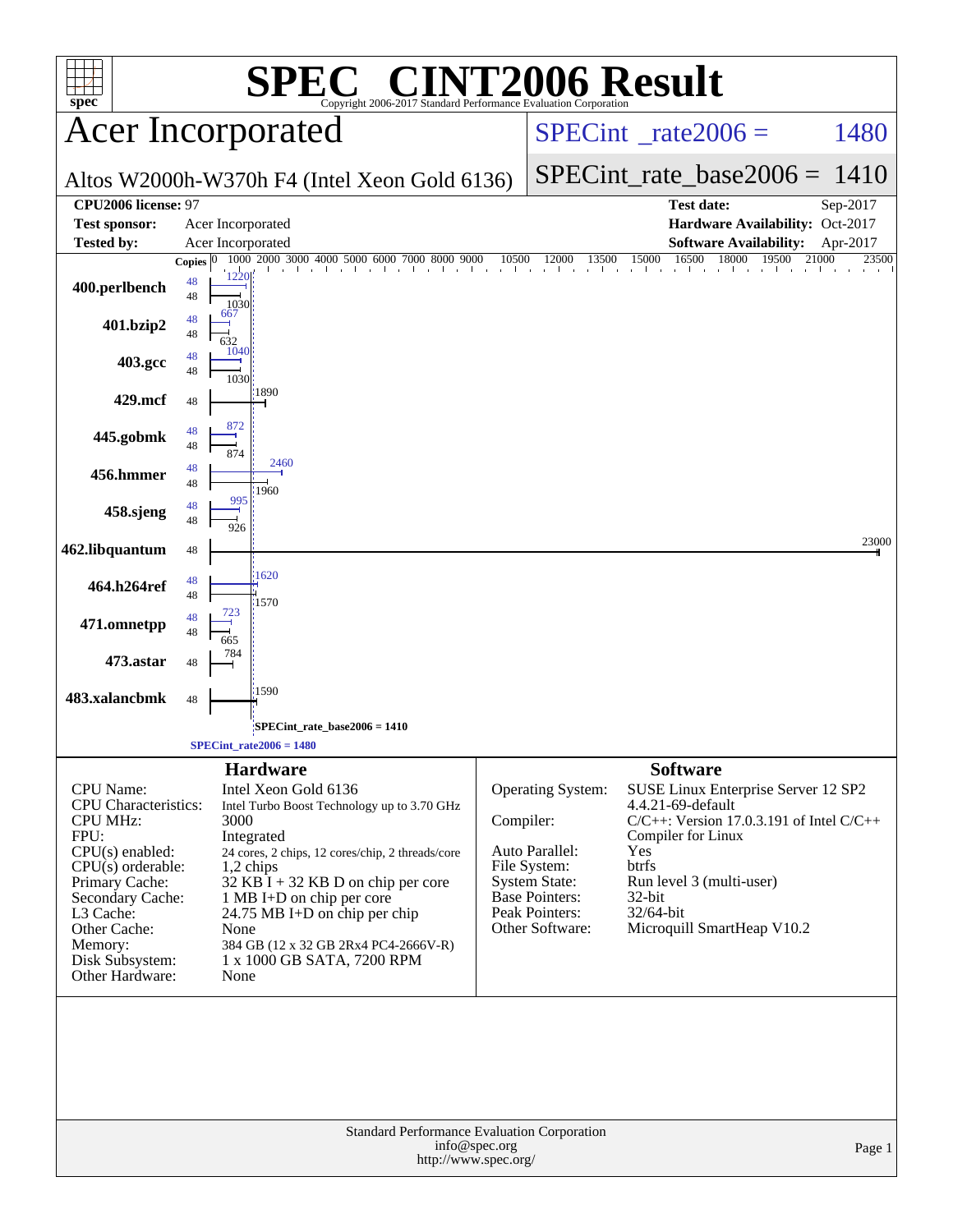# SPEC CINT2006 Result

Copyright 2006-2017 Standard Performance Evaluation Corporation

## Acer Incorporated

Altos W2000h-W370h F4 (Intel Xeon Gold 6136)

SPECint_rate2006 = 1480

SPECint_rate_base2006 = 1410

| | | | |
|---|---|---|---|
| **CPU2006 license:** 97 | | **Test date:** | Sep-2017 |
| **Test sponsor:** | Acer Incorporated | **Hardware Availability:** | Oct-2017 |
| **Tested by:** | Acer Incorporated | **Software Availability:** | Apr-2017 |

| Benchmark | Copies | Peak | Base |
|---|---|---|---|
| 400.perlbench | 48 | 1220 | 1030 |
| 401.bzip2 | 48 | 667 | 632 |
| 403.gcc | 48 | 1040 | 1030 |
| 429.mcf | 48 | | 1890 |
| 445.gobmk | 48 | 872 | 874 |
| 456.hmmer | 48 | 2460 | 1960 |
| 458.sjeng | 48 | 995 | 926 |
| 462.libquantum | 48 | | 23000 |
| 464.h264ref | 48 | 1620 | 1570 |
| 471.omnetpp | 48 | 723 | 665 |
| 473.astar | 48 | | 784 |
| 483.xalancbmk | 48 | | 1590 |

SPECint_rate_base2006 = 1410

SPECint_rate2006 = 1480

### Hardware

| | |
|---|---|
| CPU Name: | Intel Xeon Gold 6136 |
| CPU Characteristics: | Intel Turbo Boost Technology up to 3.70 GHz |
| CPU MHz: | 3000 |
| FPU: | Integrated |
| CPU(s) enabled: | 24 cores, 2 chips, 12 cores/chip, 2 threads/core |
| CPU(s) orderable: | 1,2 chips |
| Primary Cache: | 32 KB I + 32 KB D on chip per core |
| Secondary Cache: | 1 MB I+D on chip per core |
| L3 Cache: | 24.75 MB I+D on chip per chip |
| Other Cache: | None |
| Memory: | 384 GB (12 x 32 GB 2Rx4 PC4-2666V-R) |
| Disk Subsystem: | 1 x 1000 GB SATA, 7200 RPM |
| Other Hardware: | None |

### Software

| | |
|---|---|
| Operating System: | SUSE Linux Enterprise Server 12 SP2 4.4.21-69-default |
| Compiler: | C/C++: Version 17.0.3.191 of Intel C/C++ Compiler for Linux |
| Auto Parallel: | Yes |
| File System: | btrfs |
| System State: | Run level 3 (multi-user) |
| Base Pointers: | 32-bit |
| Peak Pointers: | 32/64-bit |
| Other Software: | Microquill SmartHeap V10.2 |

Standard Performance Evaluation Corporation
info@spec.org
http://www.spec.org/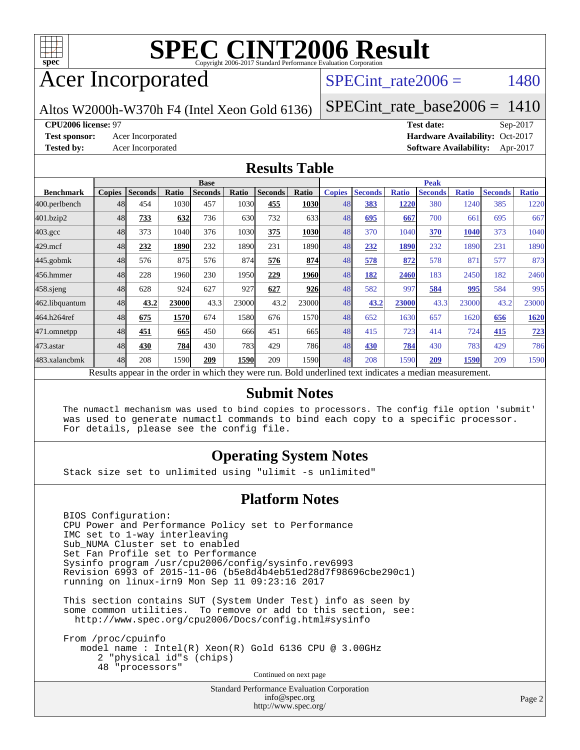# SPEC CINT2006 Result

Copyright 2006-2017 Standard Performance Evaluation Corporation

# Acer Incorporated

Altos W2000h-W370h F4 (Intel Xeon Gold 6136)

SPECint_rate2006 = 1480

SPECint_rate_base2006 = 1410

**CPU2006 license:** 97

**Test sponsor:** Acer Incorporated

**Tested by:** Acer Incorporated

**Test date:** Sep-2017

**Hardware Availability:** Oct-2017

**Software Availability:** Apr-2017

## Results Table

| | Base | | | | | | | Peak | | | | | | |
|---|---|---|---|---|---|---|---|---|---|---|---|---|---|---|
| **Benchmark** | **Copies** | **Seconds** | **Ratio** | **Seconds** | **Ratio** | **Seconds** | **Ratio** | **Copies** | **Seconds** | **Ratio** | **Seconds** | **Ratio** | **Seconds** | **Ratio** |
| 400.perlbench | 48 | 454 | 1030 | 457 | 1030 | **455** | **1030** | 48 | **383** | **1220** | 380 | 1240 | 385 | 1220 |
| 401.bzip2 | 48 | **733** | **632** | 736 | 630 | 732 | 633 | 48 | **695** | **667** | 700 | 661 | 695 | 667 |
| 403.gcc | 48 | 373 | 1040 | 376 | 1030 | **375** | **1030** | 48 | 370 | 1040 | **370** | **1040** | 373 | 1040 |
| 429.mcf | 48 | **232** | **1890** | 232 | 1890 | 231 | 1890 | 48 | **232** | **1890** | 232 | 1890 | 231 | 1890 |
| 445.gobmk | 48 | 576 | 875 | 576 | 874 | **576** | **874** | 48 | **578** | **872** | 578 | 871 | 577 | 873 |
| 456.hmmer | 48 | 228 | 1960 | 230 | 1950 | **229** | **1960** | 48 | **182** | **2460** | 183 | 2450 | 182 | 2460 |
| 458.sjeng | 48 | 628 | 924 | 627 | 927 | **627** | **926** | 48 | 582 | 997 | **584** | **995** | 584 | 995 |
| 462.libquantum | 48 | **43.2** | **23000** | 43.3 | 23000 | 43.2 | 23000 | 48 | **43.2** | **23000** | 43.3 | 23000 | 43.2 | 23000 |
| 464.h264ref | 48 | **675** | **1570** | 674 | 1580 | 676 | 1570 | 48 | 652 | 1630 | 657 | 1620 | **656** | **1620** |
| 471.omnetpp | 48 | **451** | **665** | 450 | 666 | 451 | 665 | 48 | 415 | 723 | 414 | 724 | **415** | **723** |
| 473.astar | 48 | **430** | **784** | 430 | 783 | 429 | 786 | 48 | **430** | **784** | 430 | 783 | 429 | 786 |
| 483.xalancbmk | 48 | 208 | 1590 | **209** | **1590** | 209 | 1590 | 48 | 208 | 1590 | **209** | **1590** | 209 | 1590 |

Results appear in the order in which they were run. Bold underlined text indicates a median measurement.

## Submit Notes

```
The numactl mechanism was used to bind copies to processors. The config file option 'submit'
was used to generate numactl commands to bind each copy to a specific processor.
For details, please see the config file.
```

## Operating System Notes

```
Stack size set to unlimited using "ulimit -s unlimited"
```

## Platform Notes

```
BIOS Configuration:
CPU Power and Performance Policy set to Performance
IMC set to 1-way interleaving
Sub_NUMA Cluster set to enabled
Set Fan Profile set to Performance
Sysinfo program /usr/cpu2006/config/sysinfo.rev6993
Revision 6993 of 2015-11-06 (b5e8d4b4eb51ed28d7f98696cbe290c1)
running on linux-irn9 Mon Sep 11 09:23:16 2017

This section contains SUT (System Under Test) info as seen by
some common utilities.  To remove or add to this section, see:
  http://www.spec.org/cpu2006/Docs/config.html#sysinfo

From /proc/cpuinfo
   model name : Intel(R) Xeon(R) Gold 6136 CPU @ 3.00GHz
      2 "physical id"s (chips)
      48 "processors"
```

Continued on next page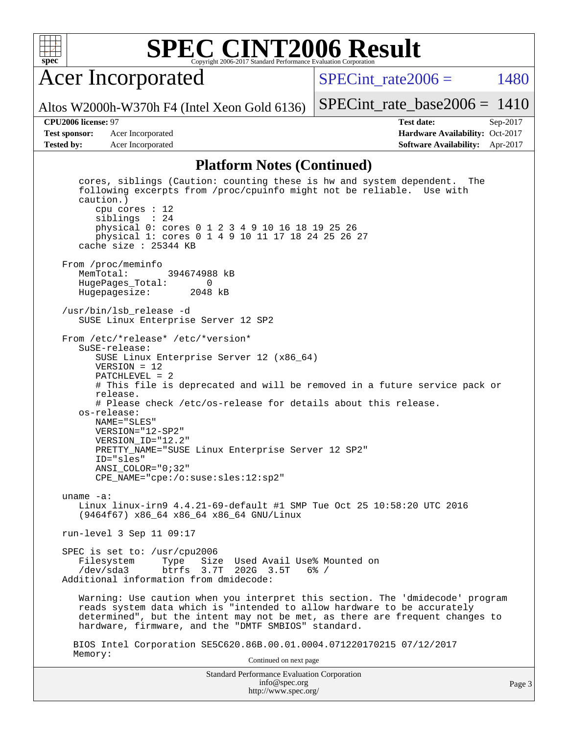## Platform Notes (Continued)

```
      cores, siblings (Caution: counting these is hw and system dependent.  The
      following excerpts from /proc/cpuinfo might not be reliable.  Use with
      caution.)
         cpu cores : 12
         siblings  : 24
         physical 0: cores 0 1 2 3 4 9 10 16 18 19 25 26
         physical 1: cores 0 1 4 9 10 11 17 18 24 25 26 27
      cache size : 25344 KB

   From /proc/meminfo
      MemTotal:       394674988 kB
      HugePages_Total:       0
      Hugepagesize:       2048 kB

   /usr/bin/lsb_release -d
      SUSE Linux Enterprise Server 12 SP2

   From /etc/*release* /etc/*version*
      SuSE-release:
         SUSE Linux Enterprise Server 12 (x86_64)
         VERSION = 12
         PATCHLEVEL = 2
         # This file is deprecated and will be removed in a future service pack or
         release.
         # Please check /etc/os-release for details about this release.
      os-release:
         NAME="SLES"
         VERSION="12-SP2"
         VERSION_ID="12.2"
         PRETTY_NAME="SUSE Linux Enterprise Server 12 SP2"
         ID="sles"
         ANSI_COLOR="0;32"
         CPE_NAME="cpe:/o:suse:sles:12:sp2"

   uname -a:
      Linux linux-irn9 4.4.21-69-default #1 SMP Tue Oct 25 10:58:20 UTC 2016
      (9464f67) x86_64 x86_64 x86_64 GNU/Linux

   run-level 3 Sep 11 09:17

   SPEC is set to: /usr/cpu2006
      Filesystem     Type   Size  Used Avail Use% Mounted on
      /dev/sda3      btrfs  3.7T  202G  3.5T   6% /
   Additional information from dmidecode:

      Warning: Use caution when you interpret this section. The 'dmidecode' program
      reads system data which is "intended to allow hardware to be accurately
      determined", but the intent may not be met, as there are frequent changes to
      hardware, firmware, and the "DMTF SMBIOS" standard.

     BIOS Intel Corporation SE5C620.86B.00.01.0004.071220170215 07/12/2017
     Memory:
```

Continued on next page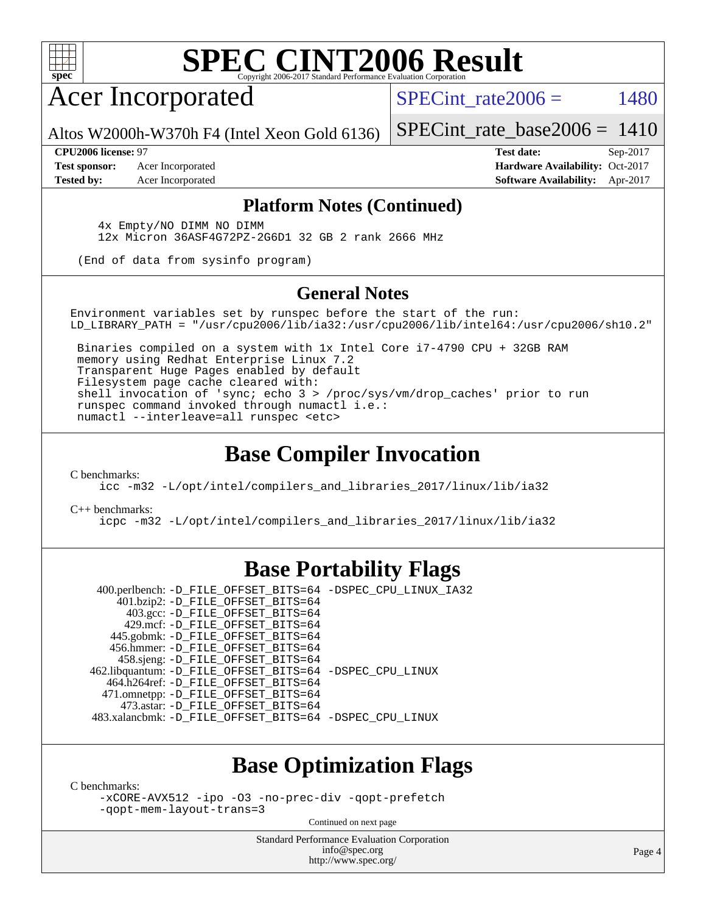# SPEC CINT2006 Result

Copyright 2006-2017 Standard Performance Evaluation Corporation

## Acer Incorporated

Altos W2000h-W370h F4 (Intel Xeon Gold 6136)

SPECint_rate2006 = 1480

SPECint_rate_base2006 = 1410

| | | | |
|---|---|---|---|
| **CPU2006 license:** 97 | | **Test date:** | Sep-2017 |
| **Test sponsor:** | Acer Incorporated | **Hardware Availability:** | Oct-2017 |
| **Tested by:** | Acer Incorporated | **Software Availability:** | Apr-2017 |

### Platform Notes (Continued)

```
    4x Empty/NO DIMM NO DIMM
    12x Micron 36ASF4G72PZ-2G6D1 32 GB 2 rank 2666 MHz

(End of data from sysinfo program)
```

### General Notes

```
Environment variables set by runspec before the start of the run:
LD_LIBRARY_PATH = "/usr/cpu2006/lib/ia32:/usr/cpu2006/lib/intel64:/usr/cpu2006/sh10.2"

 Binaries compiled on a system with 1x Intel Core i7-4790 CPU + 32GB RAM
 memory using Redhat Enterprise Linux 7.2
 Transparent Huge Pages enabled by default
 Filesystem page cache cleared with:
 shell invocation of 'sync; echo 3 > /proc/sys/vm/drop_caches' prior to run
 runspec command invoked through numactl i.e.:
 numactl --interleave=all runspec <etc>
```

## Base Compiler Invocation

C benchmarks:

```
icc -m32 -L/opt/intel/compilers_and_libraries_2017/linux/lib/ia32
```

C++ benchmarks:

```
icpc -m32 -L/opt/intel/compilers_and_libraries_2017/linux/lib/ia32
```

## Base Portability Flags

```
  400.perlbench: -D_FILE_OFFSET_BITS=64 -DSPEC_CPU_LINUX_IA32
      401.bzip2: -D_FILE_OFFSET_BITS=64
        403.gcc: -D_FILE_OFFSET_BITS=64
        429.mcf: -D_FILE_OFFSET_BITS=64
      445.gobmk: -D_FILE_OFFSET_BITS=64
      456.hmmer: -D_FILE_OFFSET_BITS=64
      458.sjeng: -D_FILE_OFFSET_BITS=64
 462.libquantum: -D_FILE_OFFSET_BITS=64 -DSPEC_CPU_LINUX
    464.h264ref: -D_FILE_OFFSET_BITS=64
    471.omnetpp: -D_FILE_OFFSET_BITS=64
      473.astar: -D_FILE_OFFSET_BITS=64
 483.xalancbmk: -D_FILE_OFFSET_BITS=64 -DSPEC_CPU_LINUX
```

## Base Optimization Flags

C benchmarks:

```
-xCORE-AVX512 -ipo -O3 -no-prec-div -qopt-prefetch
-qopt-mem-layout-trans=3
```

Continued on next page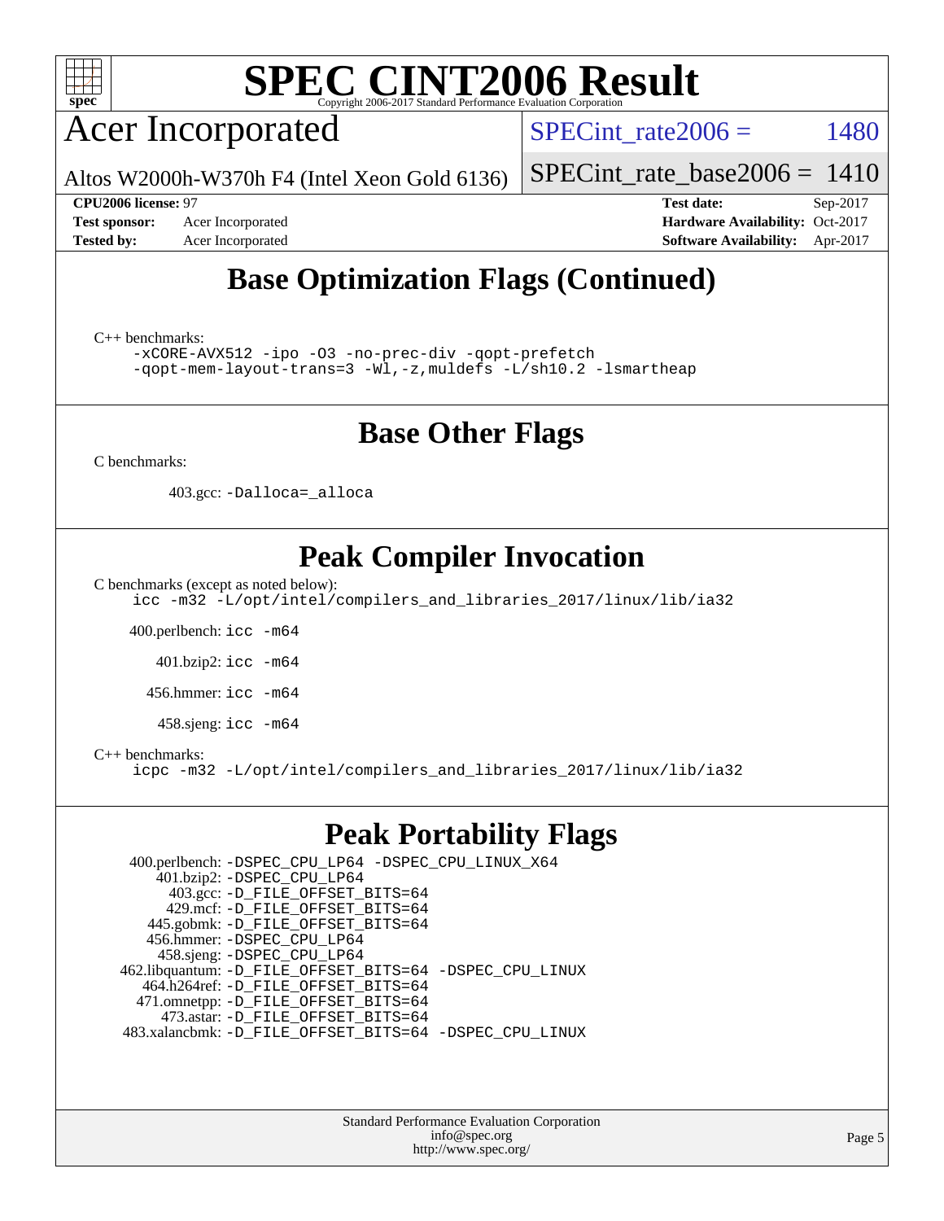# SPEC CINT2006 Result

Copyright 2006-2017 Standard Performance Evaluation Corporation

## Acer Incorporated

Altos W2000h-W370h F4 (Intel Xeon Gold 6136)

SPECint_rate2006 = 1480

SPECint_rate_base2006 = 1410

**CPU2006 license:** 97
**Test sponsor:** Acer Incorporated
**Tested by:** Acer Incorporated

**Test date:** Sep-2017
**Hardware Availability:** Oct-2017
**Software Availability:** Apr-2017

## Base Optimization Flags (Continued)

C++ benchmarks:

```
-xCORE-AVX512 -ipo -O3 -no-prec-div -qopt-prefetch
-qopt-mem-layout-trans=3 -Wl,-z,muldefs -L/sh10.2 -lsmartheap
```

## Base Other Flags

C benchmarks:

403.gcc: `-Dalloca=_alloca`

## Peak Compiler Invocation

C benchmarks (except as noted below):

```
icc -m32 -L/opt/intel/compilers_and_libraries_2017/linux/lib/ia32
```

400.perlbench: `icc -m64`

401.bzip2: `icc -m64`

456.hmmer: `icc -m64`

458.sjeng: `icc -m64`

C++ benchmarks:

```
icpc -m32 -L/opt/intel/compilers_and_libraries_2017/linux/lib/ia32
```

## Peak Portability Flags

400.perlbench: `-DSPEC_CPU_LP64 -DSPEC_CPU_LINUX_X64`
401.bzip2: `-DSPEC_CPU_LP64`
403.gcc: `-D_FILE_OFFSET_BITS=64`
429.mcf: `-D_FILE_OFFSET_BITS=64`
445.gobmk: `-D_FILE_OFFSET_BITS=64`
456.hmmer: `-DSPEC_CPU_LP64`
458.sjeng: `-DSPEC_CPU_LP64`
462.libquantum: `-D_FILE_OFFSET_BITS=64 -DSPEC_CPU_LINUX`
464.h264ref: `-D_FILE_OFFSET_BITS=64`
471.omnetpp: `-D_FILE_OFFSET_BITS=64`
473.astar: `-D_FILE_OFFSET_BITS=64`
483.xalancbmk: `-D_FILE_OFFSET_BITS=64 -DSPEC_CPU_LINUX`

Standard Performance Evaluation Corporation
info@spec.org
http://www.spec.org/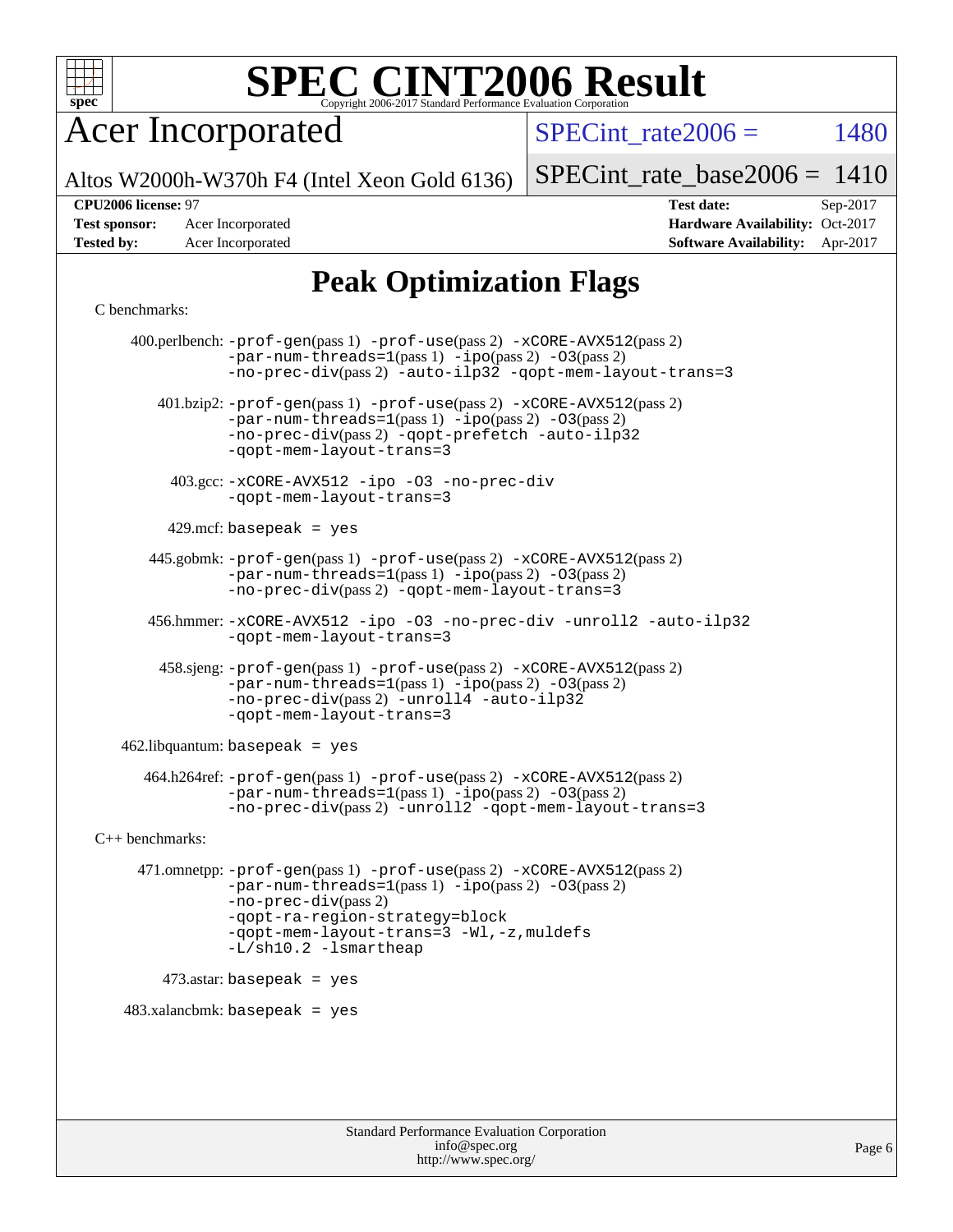# SPEC CINT2006 Result

Copyright 2006-2017 Standard Performance Evaluation Corporation

## Acer Incorporated

Altos W2000h-W370h F4 (Intel Xeon Gold 6136)

SPECint_rate2006 = 1480

SPECint_rate_base2006 = 1410

| | | | |
|---|---|---|---|
| **CPU2006 license:** 97 | | **Test date:** | Sep-2017 |
| **Test sponsor:** | Acer Incorporated | **Hardware Availability:** | Oct-2017 |
| **Tested by:** | Acer Incorporated | **Software Availability:** | Apr-2017 |

## Peak Optimization Flags

C benchmarks:

400.perlbench: -prof-gen(pass 1) -prof-use(pass 2) -xCORE-AVX512(pass 2) -par-num-threads=1(pass 1) -ipo(pass 2) -O3(pass 2) -no-prec-div(pass 2) -auto-ilp32 -qopt-mem-layout-trans=3

401.bzip2: -prof-gen(pass 1) -prof-use(pass 2) -xCORE-AVX512(pass 2) -par-num-threads=1(pass 1) -ipo(pass 2) -O3(pass 2) -no-prec-div(pass 2) -qopt-prefetch -auto-ilp32 -qopt-mem-layout-trans=3

403.gcc: -xCORE-AVX512 -ipo -O3 -no-prec-div -qopt-mem-layout-trans=3

429.mcf: basepeak = yes

445.gobmk: -prof-gen(pass 1) -prof-use(pass 2) -xCORE-AVX512(pass 2) -par-num-threads=1(pass 1) -ipo(pass 2) -O3(pass 2) -no-prec-div(pass 2) -qopt-mem-layout-trans=3

456.hmmer: -xCORE-AVX512 -ipo -O3 -no-prec-div -unroll2 -auto-ilp32 -qopt-mem-layout-trans=3

458.sjeng: -prof-gen(pass 1) -prof-use(pass 2) -xCORE-AVX512(pass 2) -par-num-threads=1(pass 1) -ipo(pass 2) -O3(pass 2) -no-prec-div(pass 2) -unroll4 -auto-ilp32 -qopt-mem-layout-trans=3

462.libquantum: basepeak = yes

464.h264ref: -prof-gen(pass 1) -prof-use(pass 2) -xCORE-AVX512(pass 2) -par-num-threads=1(pass 1) -ipo(pass 2) -O3(pass 2) -no-prec-div(pass 2) -unroll2 -qopt-mem-layout-trans=3

C++ benchmarks:

471.omnetpp: -prof-gen(pass 1) -prof-use(pass 2) -xCORE-AVX512(pass 2) -par-num-threads=1(pass 1) -ipo(pass 2) -O3(pass 2) -no-prec-div(pass 2) -qopt-ra-region-strategy=block -qopt-mem-layout-trans=3 -Wl,-z,muldefs -L/sh10.2 -lsmartheap

473.astar: basepeak = yes

483.xalancbmk: basepeak = yes

Standard Performance Evaluation Corporation
info@spec.org
http://www.spec.org/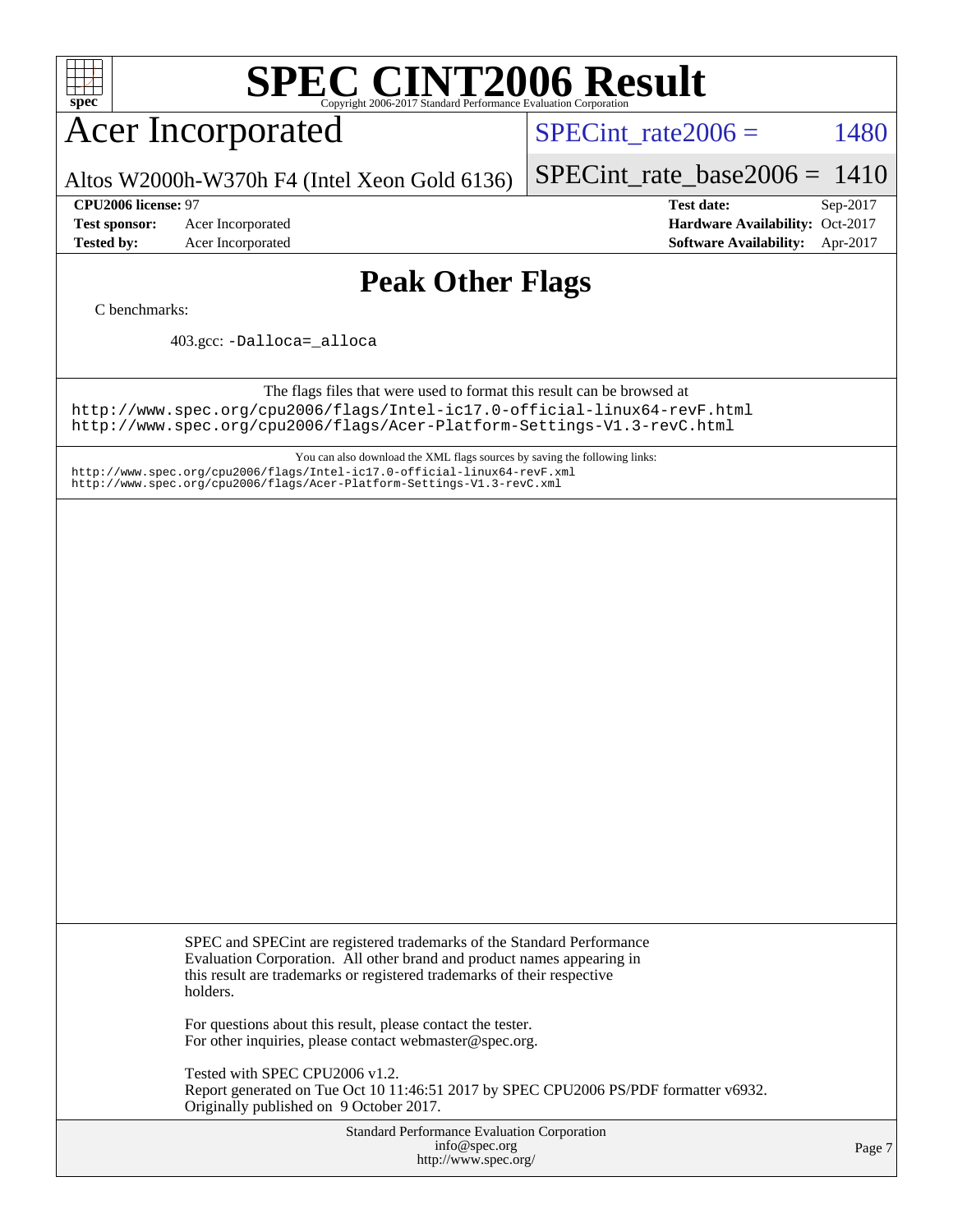## Peak Other Flags

C benchmarks:

403.gcc: -Dalloca=_alloca

The flags files that were used to format this result can be browsed at
http://www.spec.org/cpu2006/flags/Intel-ic17.0-official-linux64-revF.html
http://www.spec.org/cpu2006/flags/Acer-Platform-Settings-V1.3-revC.html

You can also download the XML flags sources by saving the following links:
http://www.spec.org/cpu2006/flags/Intel-ic17.0-official-linux64-revF.xml
http://www.spec.org/cpu2006/flags/Acer-Platform-Settings-V1.3-revC.xml

SPEC and SPECint are registered trademarks of the Standard Performance Evaluation Corporation. All other brand and product names appearing in this result are trademarks or registered trademarks of their respective holders.

For questions about this result, please contact the tester.
For other inquiries, please contact webmaster@spec.org.

Tested with SPEC CPU2006 v1.2.
Report generated on Tue Oct 10 11:46:51 2017 by SPEC CPU2006 PS/PDF formatter v6932.
Originally published on 9 October 2017.